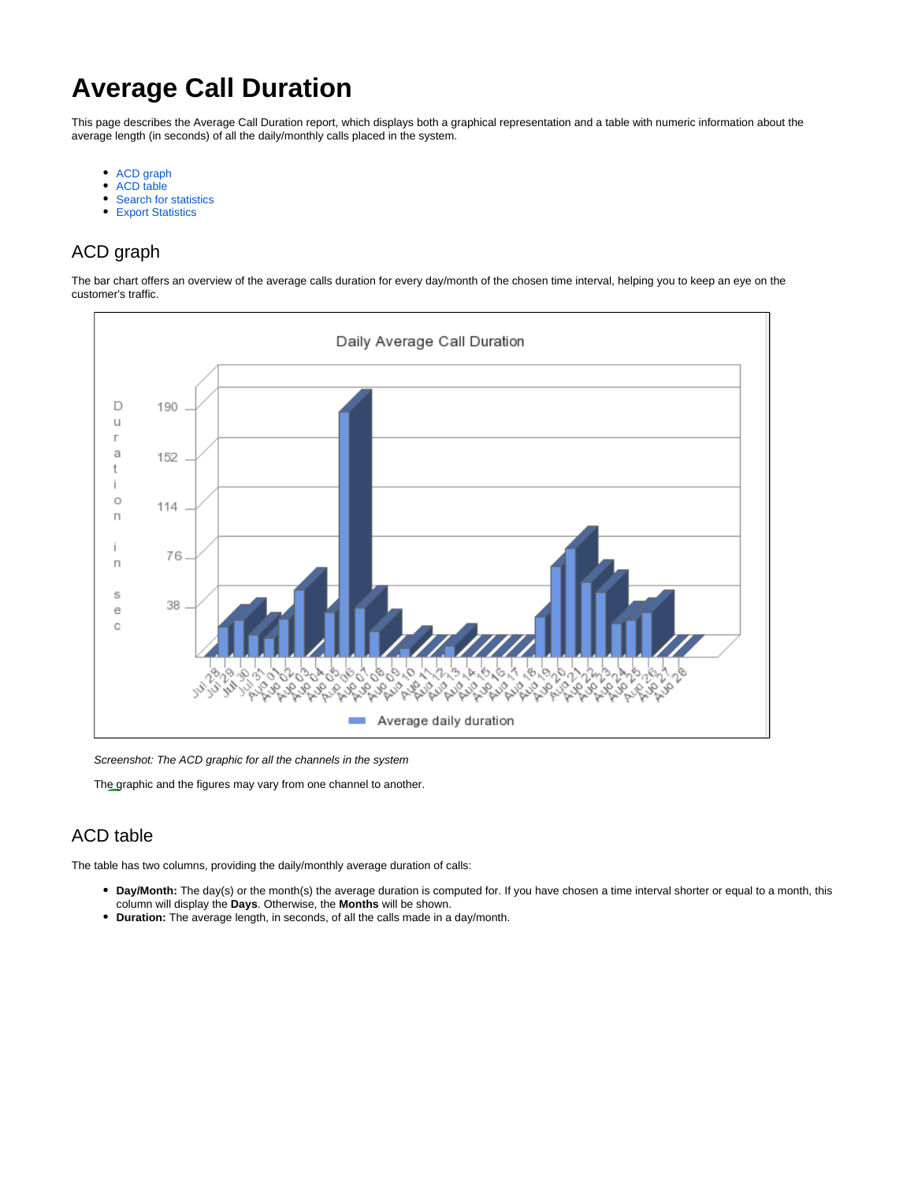# Average Call Duration

This page describes the Average Call Duration report, which displays both a graphical representation and a table with numeric information about the average length (in seconds) of all the daily/monthly calls placed in the system.

- ACD graph
- ACD table
- Search for statistics
- Export Statistics

## ACD graph

The bar chart offers an overview of the average calls duration for every day/month of the chosen time interval, helping you to keep an eye on the customer's traffic.

*Screenshot: The ACD graphic for all the channels in the system*

The graphic and the figures may vary from one channel to another.

## ACD table

The table has two columns, providing the daily/monthly average duration of calls:

- **Day/Month:** The day(s) or the month(s) the average duration is computed for. If you have chosen a time interval shorter or equal to a month, this column will display the **Days**. Otherwise, the **Months** will be shown.
- **Duration:** The average length, in seconds, of all the calls made in a day/month.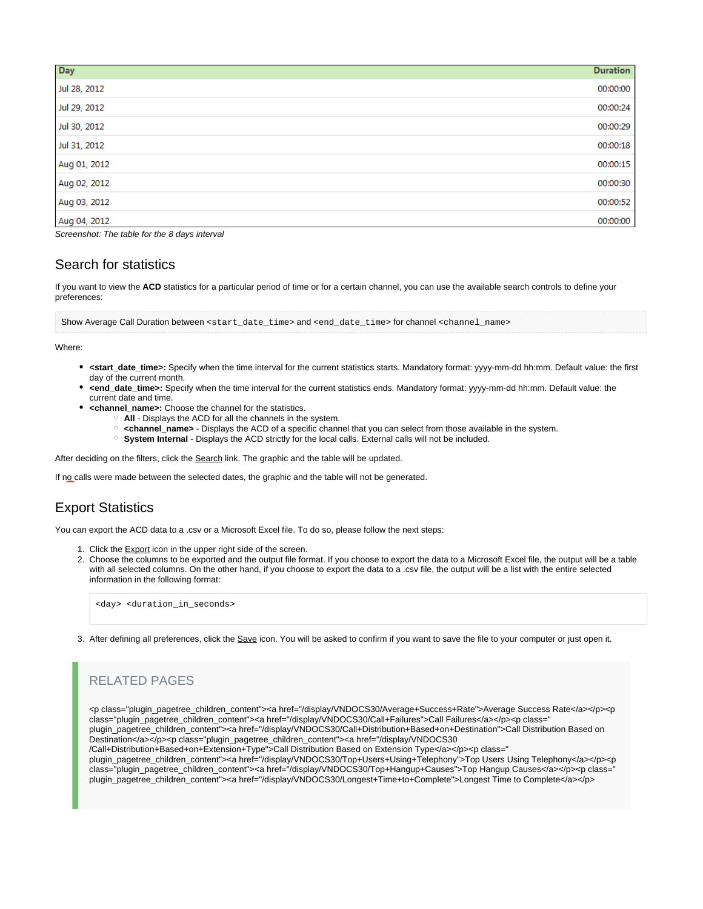| Day | Duration |
| --- | --- |
| Jul 28, 2012 | 00:00:00 |
| Jul 29, 2012 | 00:00:24 |
| Jul 30, 2012 | 00:00:29 |
| Jul 31, 2012 | 00:00:18 |
| Aug 01, 2012 | 00:00:15 |
| Aug 02, 2012 | 00:00:30 |
| Aug 03, 2012 | 00:00:52 |
| Aug 04, 2012 | 00:00:00 |

*Screenshot: The table for the 8 days interval*

## Search for statistics

If you want to view the **ACD** statistics for a particular period of time or for a certain channel, you can use the available search controls to define your preferences:

Show Average Call Duration between `<start_date_time>` and `<end_date_time>` for channel `<channel_name>`

Where:

- **<start_date_time>:** Specify when the time interval for the current statistics starts. Mandatory format: yyyy-mm-dd hh:mm. Default value: the first day of the current month.
- **<end_date_time>:** Specify when the time interval for the current statistics ends. Mandatory format: yyyy-mm-dd hh:mm. Default value: the current date and time.
- **<channel_name>:** Choose the channel for the statistics.
    - **All** - Displays the ACD for all the channels in the system.
    - **<channel_name>** - Displays the ACD of a specific channel that you can select from those available in the system.
    - **System Internal** - Displays the ACD strictly for the local calls. External calls will not be included.

After deciding on the filters, click the Search link. The graphic and the table will be updated.

If no calls were made between the selected dates, the graphic and the table will not be generated.

## Export Statistics

You can export the ACD data to a .csv or a Microsoft Excel file. To do so, please follow the next steps:

1. Click the Export icon in the upper right side of the screen.
2. Choose the columns to be exported and the output file format. If you choose to export the data to a Microsoft Excel file, the output will be a table with all selected columns. On the other hand, if you choose to export the data to a .csv file, the output will be a list with the entire selected information in the following format:

```
<day> <duration_in_seconds>
```

3. After defining all preferences, click the Save icon. You will be asked to confirm if you want to save the file to your computer or just open it.

RELATED PAGES

<p class="plugin_pagetree_children_content"><a href="/display/VNDOCS30/Average+Success+Rate">Average Success Rate</a></p><p class="plugin_pagetree_children_content"><a href="/display/VNDOCS30/Call+Failures">Call Failures</a></p><p class="plugin_pagetree_children_content"><a href="/display/VNDOCS30/Call+Distribution+Based+on+Destination">Call Distribution Based on Destination</a></p><p class="plugin_pagetree_children_content"><a href="/display/VNDOCS30/Call+Distribution+Based+on+Extension+Type">Call Distribution Based on Extension Type</a></p><p class="plugin_pagetree_children_content"><a href="/display/VNDOCS30/Top+Users+Using+Telephony">Top Users Using Telephony</a></p><p class="plugin_pagetree_children_content"><a href="/display/VNDOCS30/Top+Hangup+Causes">Top Hangup Causes</a></p><p class="plugin_pagetree_children_content"><a href="/display/VNDOCS30/Longest+Time+to+Complete">Longest Time to Complete</a></p>